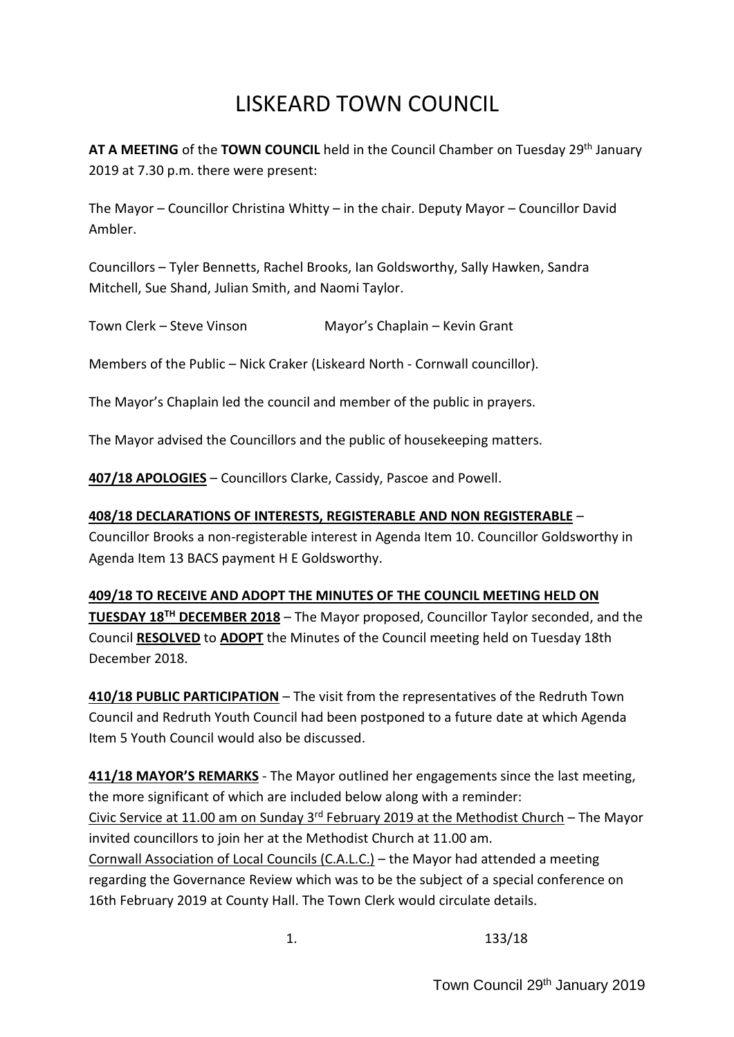# LISKEARD TOWN COUNCIL

**AT A MEETING** of the **TOWN COUNCIL** held in the Council Chamber on Tuesday 29th January 2019 at 7.30 p.m. there were present:

The Mayor – Councillor Christina Whitty – in the chair. Deputy Mayor – Councillor David Ambler.

Councillors – Tyler Bennetts, Rachel Brooks, Ian Goldsworthy, Sally Hawken, Sandra Mitchell, Sue Shand, Julian Smith, and Naomi Taylor.

Town Clerk – Steve Vinson Mayor's Chaplain – Kevin Grant

Members of the Public – Nick Craker (Liskeard North - Cornwall councillor).

The Mayor's Chaplain led the council and member of the public in prayers.

The Mayor advised the Councillors and the public of housekeeping matters.

**407/18 APOLOGIES** – Councillors Clarke, Cassidy, Pascoe and Powell.

**408/18 DECLARATIONS OF INTERESTS, REGISTERABLE AND NON REGISTERABLE** – Councillor Brooks a non-registerable interest in Agenda Item 10. Councillor Goldsworthy in Agenda Item 13 BACS payment H E Goldsworthy.

**409/18 TO RECEIVE AND ADOPT THE MINUTES OF THE COUNCIL MEETING HELD ON TUESDAY 18TH DECEMBER 2018** – The Mayor proposed, Councillor Taylor seconded, and the Council **RESOLVED** to **ADOPT** the Minutes of the Council meeting held on Tuesday 18th December 2018.

**410/18 PUBLIC PARTICIPATION** – The visit from the representatives of the Redruth Town Council and Redruth Youth Council had been postponed to a future date at which Agenda Item 5 Youth Council would also be discussed.

**411/18 MAYOR'S REMARKS** - The Mayor outlined her engagements since the last meeting, the more significant of which are included below along with a reminder:

Civic Service at 11.00 am on Sunday 3rd February 2019 at the Methodist Church – The Mayor invited councillors to join her at the Methodist Church at 11.00 am.

Cornwall Association of Local Councils (C.A.L.C.) – the Mayor had attended a meeting regarding the Governance Review which was to be the subject of a special conference on 16th February 2019 at County Hall. The Town Clerk would circulate details.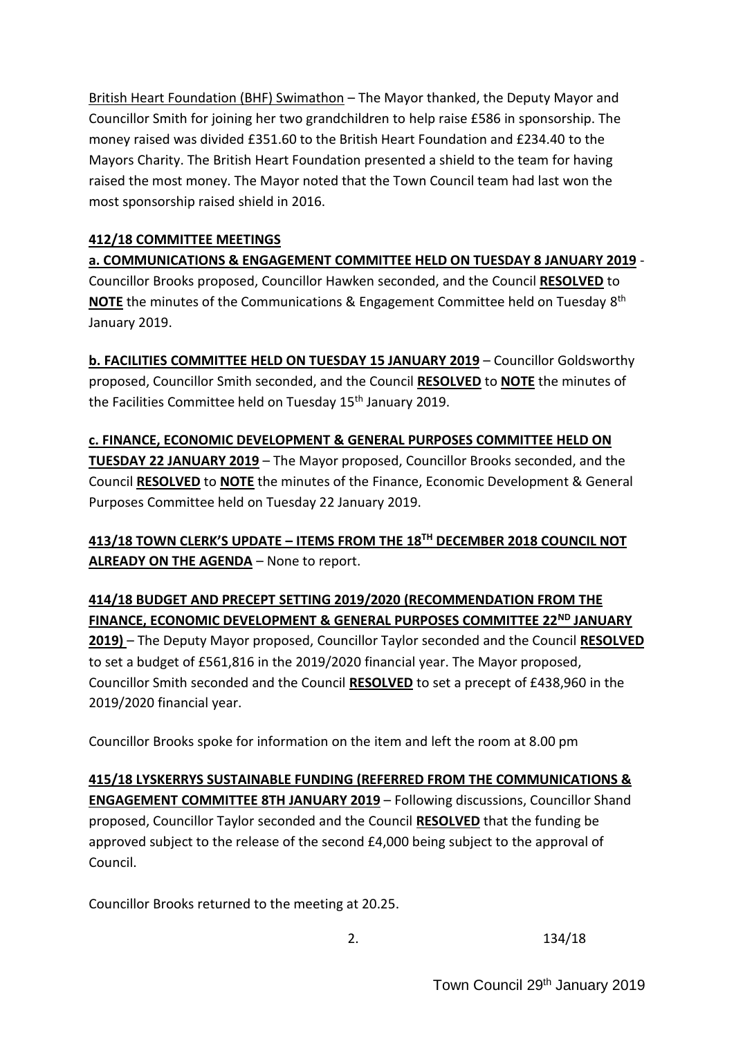British Heart Foundation (BHF) Swimathon – The Mayor thanked, the Deputy Mayor and Councillor Smith for joining her two grandchildren to help raise £586 in sponsorship. The money raised was divided £351.60 to the British Heart Foundation and £234.40 to the Mayors Charity. The British Heart Foundation presented a shield to the team for having raised the most money. The Mayor noted that the Town Council team had last won the most sponsorship raised shield in 2016.

**412/18 COMMITTEE MEETINGS**

**a. COMMUNICATIONS & ENGAGEMENT COMMITTEE HELD ON TUESDAY 8 JANUARY 2019** - Councillor Brooks proposed, Councillor Hawken seconded, and the Council **RESOLVED** to **NOTE** the minutes of the Communications & Engagement Committee held on Tuesday 8th January 2019.

**b. FACILITIES COMMITTEE HELD ON TUESDAY 15 JANUARY 2019** – Councillor Goldsworthy proposed, Councillor Smith seconded, and the Council **RESOLVED** to **NOTE** the minutes of the Facilities Committee held on Tuesday 15th January 2019.

**c. FINANCE, ECONOMIC DEVELOPMENT & GENERAL PURPOSES COMMITTEE HELD ON TUESDAY 22 JANUARY 2019** – The Mayor proposed, Councillor Brooks seconded, and the Council **RESOLVED** to **NOTE** the minutes of the Finance, Economic Development & General Purposes Committee held on Tuesday 22 January 2019.

**413/18 TOWN CLERK'S UPDATE – ITEMS FROM THE 18TH DECEMBER 2018 COUNCIL NOT ALREADY ON THE AGENDA** – None to report.

**414/18 BUDGET AND PRECEPT SETTING 2019/2020 (RECOMMENDATION FROM THE FINANCE, ECONOMIC DEVELOPMENT & GENERAL PURPOSES COMMITTEE 22ND JANUARY 2019)** – The Deputy Mayor proposed, Councillor Taylor seconded and the Council **RESOLVED** to set a budget of £561,816 in the 2019/2020 financial year. The Mayor proposed, Councillor Smith seconded and the Council **RESOLVED** to set a precept of £438,960 in the 2019/2020 financial year.

Councillor Brooks spoke for information on the item and left the room at 8.00 pm

**415/18 LYSKERRYS SUSTAINABLE FUNDING (REFERRED FROM THE COMMUNICATIONS & ENGAGEMENT COMMITTEE 8TH JANUARY 2019** – Following discussions, Councillor Shand proposed, Councillor Taylor seconded and the Council **RESOLVED** that the funding be approved subject to the release of the second £4,000 being subject to the approval of Council.

Councillor Brooks returned to the meeting at 20.25.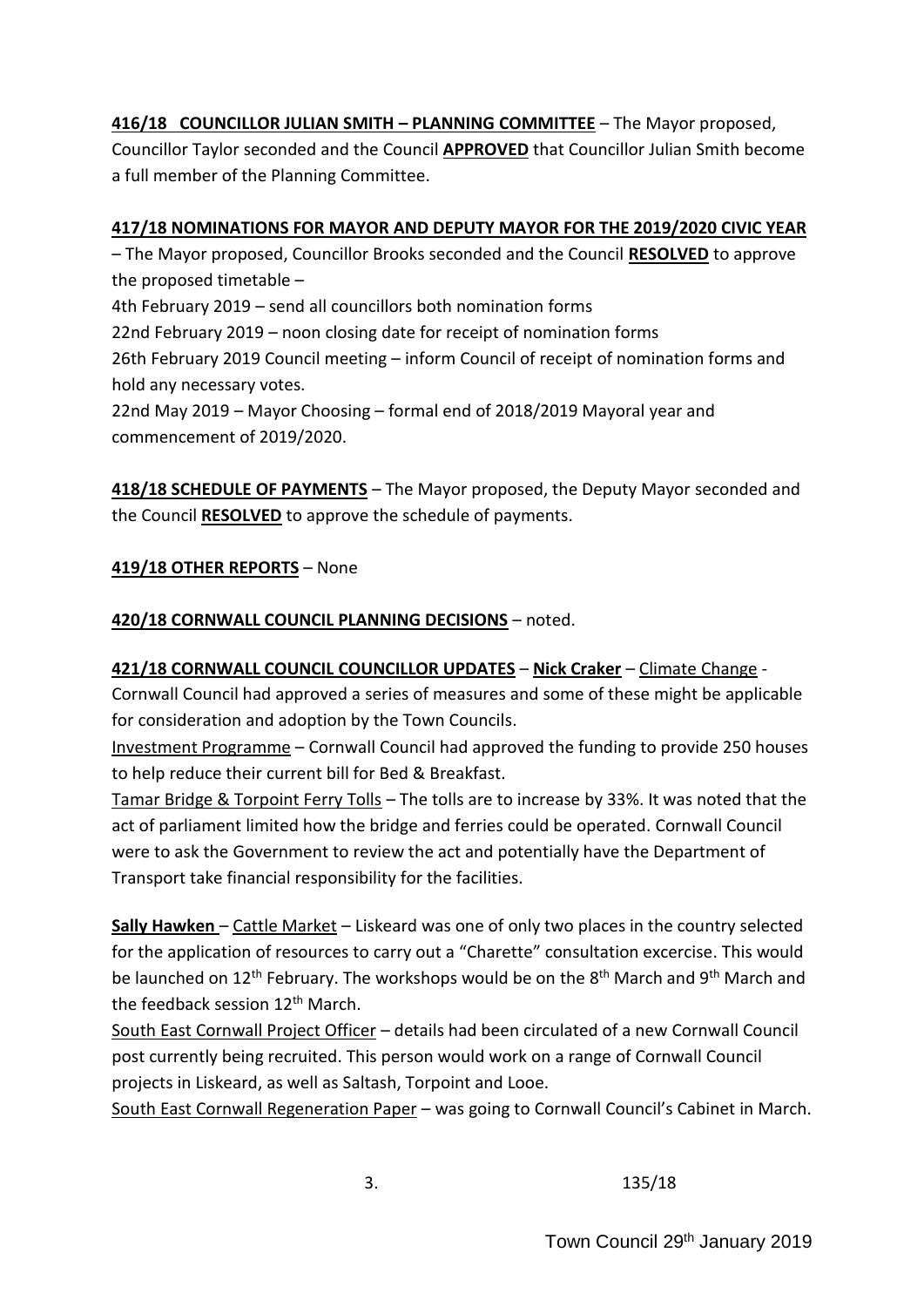**416/18 COUNCILLOR JULIAN SMITH – PLANNING COMMITTEE** – The Mayor proposed, Councillor Taylor seconded and the Council **APPROVED** that Councillor Julian Smith become a full member of the Planning Committee.

**417/18 NOMINATIONS FOR MAYOR AND DEPUTY MAYOR FOR THE 2019/2020 CIVIC YEAR** – The Mayor proposed, Councillor Brooks seconded and the Council **RESOLVED** to approve the proposed timetable –

4th February 2019 – send all councillors both nomination forms
22nd February 2019 – noon closing date for receipt of nomination forms
26th February 2019 Council meeting – inform Council of receipt of nomination forms and hold any necessary votes.
22nd May 2019 – Mayor Choosing – formal end of 2018/2019 Mayoral year and commencement of 2019/2020.

**418/18 SCHEDULE OF PAYMENTS** – The Mayor proposed, the Deputy Mayor seconded and the Council **RESOLVED** to approve the schedule of payments.

**419/18 OTHER REPORTS** – None

**420/18 CORNWALL COUNCIL PLANNING DECISIONS** – noted.

**421/18 CORNWALL COUNCIL COUNCILLOR UPDATES** – **Nick Craker** – Climate Change - Cornwall Council had approved a series of measures and some of these might be applicable for consideration and adoption by the Town Councils.

Investment Programme – Cornwall Council had approved the funding to provide 250 houses to help reduce their current bill for Bed & Breakfast.

Tamar Bridge & Torpoint Ferry Tolls – The tolls are to increase by 33%. It was noted that the act of parliament limited how the bridge and ferries could be operated. Cornwall Council were to ask the Government to review the act and potentially have the Department of Transport take financial responsibility for the facilities.

**Sally Hawken** – Cattle Market – Liskeard was one of only two places in the country selected for the application of resources to carry out a "Charette" consultation excercise. This would be launched on 12th February. The workshops would be on the 8th March and 9th March and the feedback session 12th March.

South East Cornwall Project Officer – details had been circulated of a new Cornwall Council post currently being recruited. This person would work on a range of Cornwall Council projects in Liskeard, as well as Saltash, Torpoint and Looe.

South East Cornwall Regeneration Paper – was going to Cornwall Council's Cabinet in March.

135/18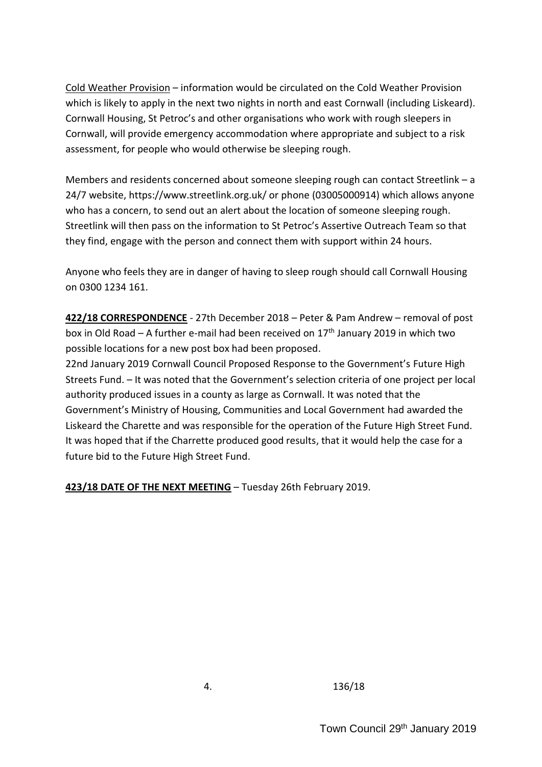Cold Weather Provision – information would be circulated on the Cold Weather Provision which is likely to apply in the next two nights in north and east Cornwall (including Liskeard). Cornwall Housing, St Petroc's and other organisations who work with rough sleepers in Cornwall, will provide emergency accommodation where appropriate and subject to a risk assessment, for people who would otherwise be sleeping rough.

Members and residents concerned about someone sleeping rough can contact Streetlink – a 24/7 website, https://www.streetlink.org.uk/ or phone (03005000914) which allows anyone who has a concern, to send out an alert about the location of someone sleeping rough. Streetlink will then pass on the information to St Petroc's Assertive Outreach Team so that they find, engage with the person and connect them with support within 24 hours.

Anyone who feels they are in danger of having to sleep rough should call Cornwall Housing on 0300 1234 161.

**422/18 CORRESPONDENCE** - 27th December 2018 – Peter & Pam Andrew – removal of post box in Old Road – A further e-mail had been received on 17th January 2019 in which two possible locations for a new post box had been proposed.

22nd January 2019 Cornwall Council Proposed Response to the Government's Future High Streets Fund. – It was noted that the Government's selection criteria of one project per local authority produced issues in a county as large as Cornwall. It was noted that the Government's Ministry of Housing, Communities and Local Government had awarded the Liskeard the Charette and was responsible for the operation of the Future High Street Fund. It was hoped that if the Charrette produced good results, that it would help the case for a future bid to the Future High Street Fund.

**423/18 DATE OF THE NEXT MEETING** – Tuesday 26th February 2019.